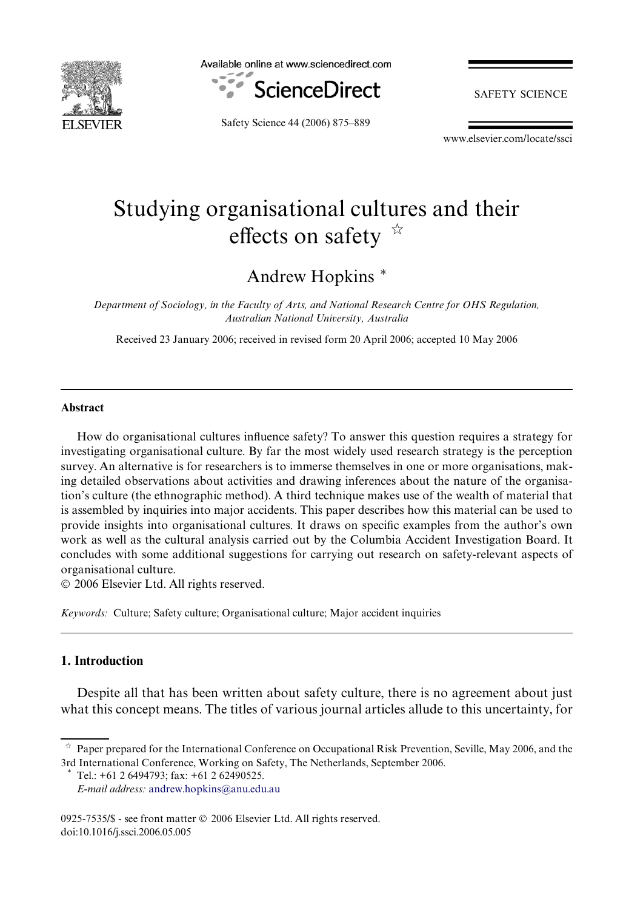# Studying organisational cultures and their effects on safety ☆

Andrew Hopkins *

*Department of Sociology, in the Faculty of Arts, and National Research Centre for OHS Regulation, Australian National University, Australia*

Received 23 January 2006; received in revised form 20 April 2006; accepted 10 May 2006

## Abstract

How do organisational cultures influence safety? To answer this question requires a strategy for investigating organisational culture. By far the most widely used research strategy is the perception survey. An alternative is for researchers is to immerse themselves in one or more organisations, making detailed observations about activities and drawing inferences about the nature of the organisation's culture (the ethnographic method). A third technique makes use of the wealth of material that is assembled by inquiries into major accidents. This paper describes how this material can be used to provide insights into organisational cultures. It draws on specific examples from the author's own work as well as the cultural analysis carried out by the Columbia Accident Investigation Board. It concludes with some additional suggestions for carrying out research on safety-relevant aspects of organisational culture.

© 2006 Elsevier Ltd. All rights reserved.

*Keywords:* Culture; Safety culture; Organisational culture; Major accident inquiries

## 1. Introduction

Despite all that has been written about safety culture, there is no agreement about just what this concept means. The titles of various journal articles allude to this uncertainty, for

☆ Paper prepared for the International Conference on Occupational Risk Prevention, Seville, May 2006, and the 3rd International Conference, Working on Safety, The Netherlands, September 2006.

\* Tel.: +61 2 6494793; fax: +61 2 62490525.
*E-mail address:* andrew.hopkins@anu.edu.au

0925-7535/$ - see front matter © 2006 Elsevier Ltd. All rights reserved.
doi:10.1016/j.ssci.2006.05.005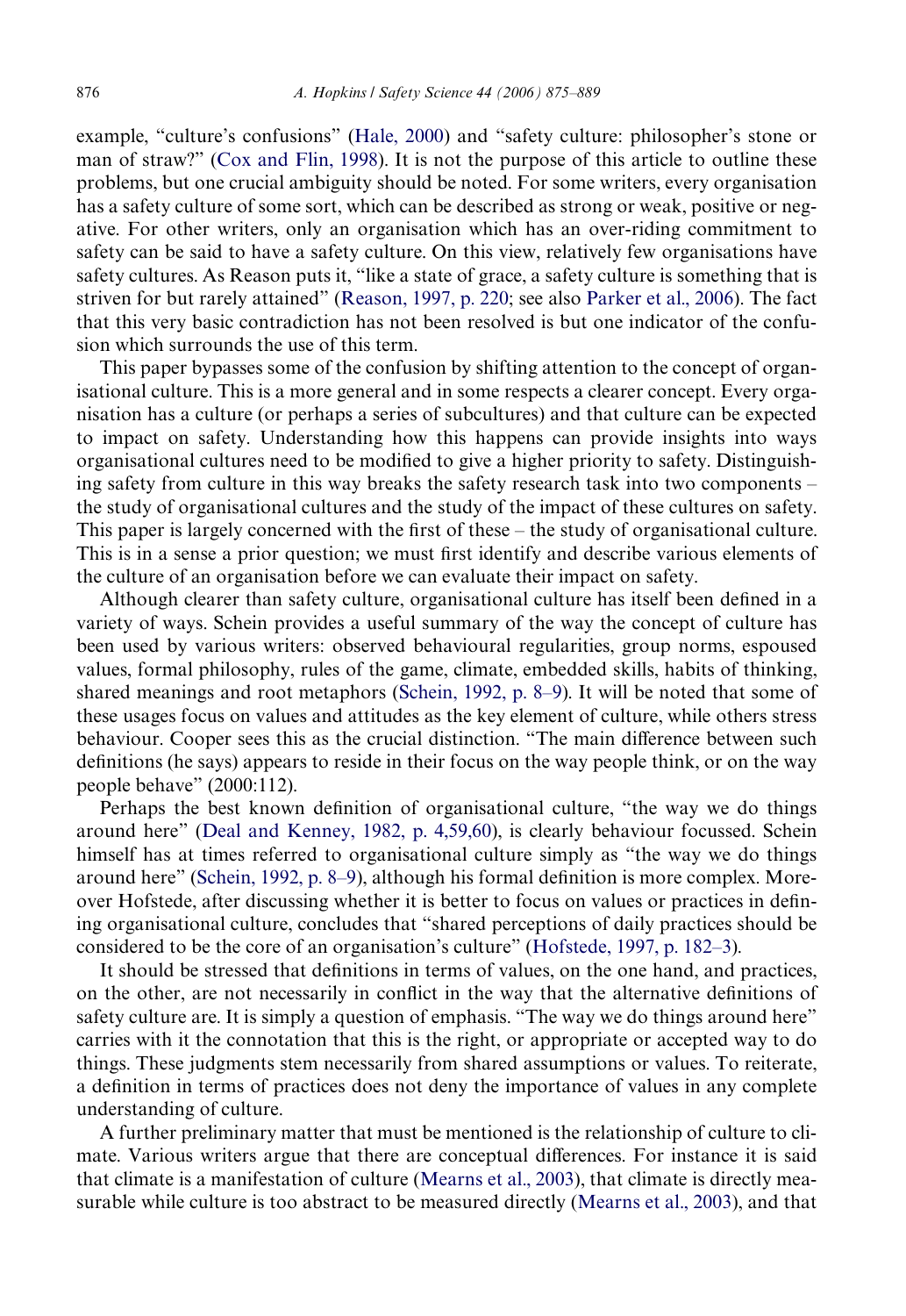example, "culture's confusions" (Hale, 2000) and "safety culture: philosopher's stone or man of straw?" (Cox and Flin, 1998). It is not the purpose of this article to outline these problems, but one crucial ambiguity should be noted. For some writers, every organisation has a safety culture of some sort, which can be described as strong or weak, positive or negative. For other writers, only an organisation which has an over-riding commitment to safety can be said to have a safety culture. On this view, relatively few organisations have safety cultures. As Reason puts it, "like a state of grace, a safety culture is something that is striven for but rarely attained" (Reason, 1997, p. 220; see also Parker et al., 2006). The fact that this very basic contradiction has not been resolved is but one indicator of the confusion which surrounds the use of this term.

This paper bypasses some of the confusion by shifting attention to the concept of organisational culture. This is a more general and in some respects a clearer concept. Every organisation has a culture (or perhaps a series of subcultures) and that culture can be expected to impact on safety. Understanding how this happens can provide insights into ways organisational cultures need to be modified to give a higher priority to safety. Distinguishing safety from culture in this way breaks the safety research task into two components – the study of organisational cultures and the study of the impact of these cultures on safety. This paper is largely concerned with the first of these – the study of organisational culture. This is in a sense a prior question; we must first identify and describe various elements of the culture of an organisation before we can evaluate their impact on safety.

Although clearer than safety culture, organisational culture has itself been defined in a variety of ways. Schein provides a useful summary of the way the concept of culture has been used by various writers: observed behavioural regularities, group norms, espoused values, formal philosophy, rules of the game, climate, embedded skills, habits of thinking, shared meanings and root metaphors (Schein, 1992, p. 8–9). It will be noted that some of these usages focus on values and attitudes as the key element of culture, while others stress behaviour. Cooper sees this as the crucial distinction. "The main difference between such definitions (he says) appears to reside in their focus on the way people think, or on the way people behave" (2000:112).

Perhaps the best known definition of organisational culture, "the way we do things around here" (Deal and Kenney, 1982, p. 4,59,60), is clearly behaviour focussed. Schein himself has at times referred to organisational culture simply as "the way we do things around here" (Schein, 1992, p. 8–9), although his formal definition is more complex. Moreover Hofstede, after discussing whether it is better to focus on values or practices in defining organisational culture, concludes that "shared perceptions of daily practices should be considered to be the core of an organisation's culture" (Hofstede, 1997, p. 182–3).

It should be stressed that definitions in terms of values, on the one hand, and practices, on the other, are not necessarily in conflict in the way that the alternative definitions of safety culture are. It is simply a question of emphasis. "The way we do things around here" carries with it the connotation that this is the right, or appropriate or accepted way to do things. These judgments stem necessarily from shared assumptions or values. To reiterate, a definition in terms of practices does not deny the importance of values in any complete understanding of culture.

A further preliminary matter that must be mentioned is the relationship of culture to climate. Various writers argue that there are conceptual differences. For instance it is said that climate is a manifestation of culture (Mearns et al., 2003), that climate is directly measurable while culture is too abstract to be measured directly (Mearns et al., 2003), and that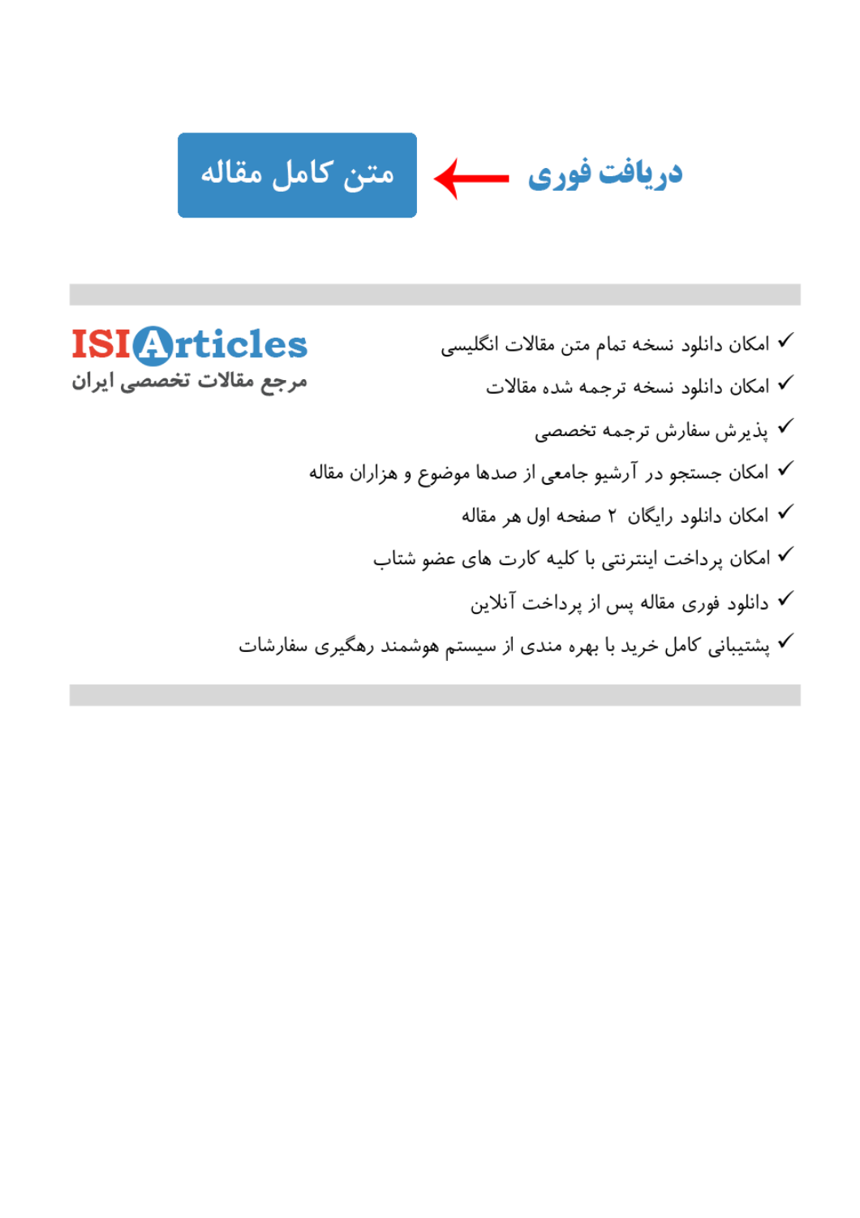دریافت فوری ← **متن کامل مقاله**

**ISIArticles**
مرجع مقالات تخصصی ایران

- ✓ امکان دانلود نسخه تمام متن مقالات انگلیسی
- ✓ امکان دانلود نسخه ترجمه شده مقالات
- ✓ پذیرش سفارش ترجمه تخصصی
- ✓ امکان جستجو در آرشیو جامعی از صدها موضوع و هزاران مقاله
- ✓ امکان دانلود رایگان ۲ صفحه اول هر مقاله
- ✓ امکان پرداخت اینترنتی با کلیه کارت های عضو شتاب
- ✓ دانلود فوری مقاله پس از پرداخت آنلاین
- ✓ پشتیبانی کامل خرید با بهره مندی از سیستم هوشمند رهگیری سفارشات